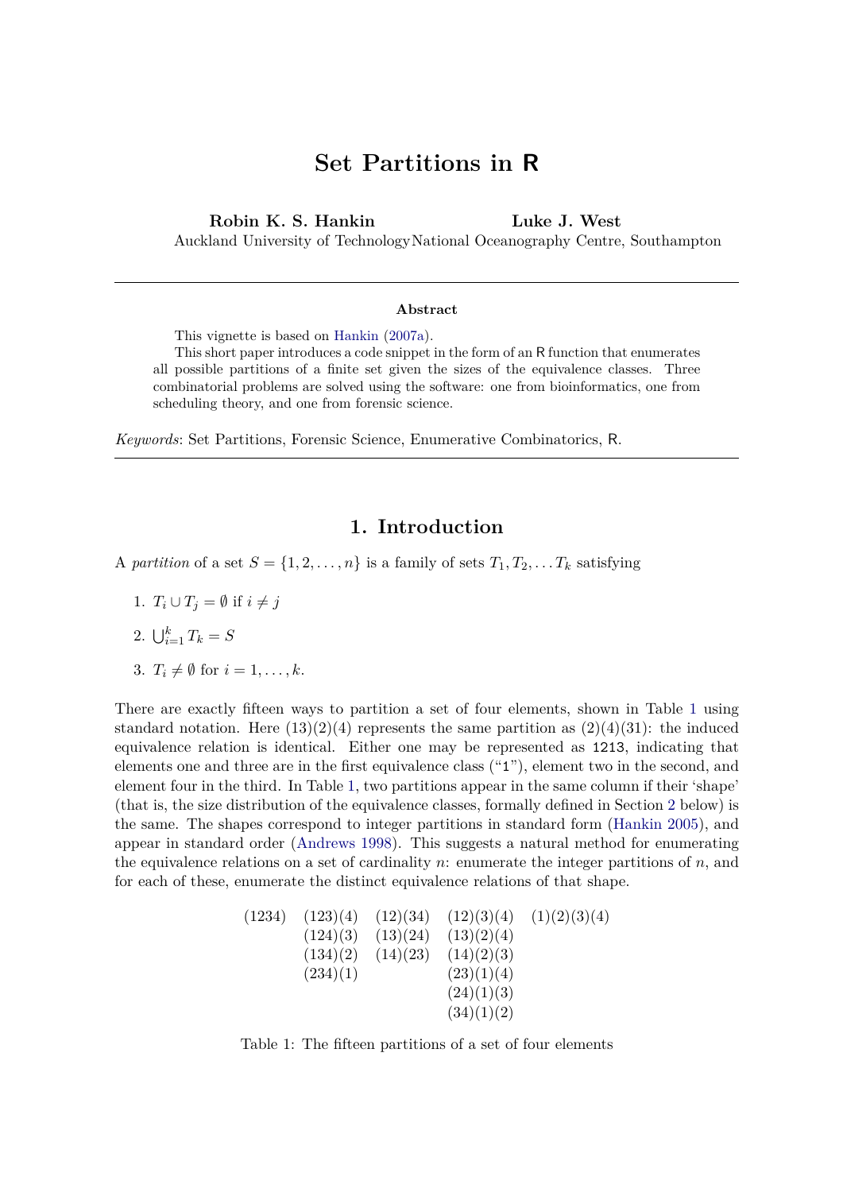# Set Partitions in R

**Robin K. S. Hankin**
Auckland University of Technology

**Luke J. West**
National Oceanography Centre, Southampton

---

**Abstract**

This vignette is based on Hankin (2007a).

This short paper introduces a code snippet in the form of an R function that enumerates all possible partitions of a finite set given the sizes of the equivalence classes. Three combinatorial problems are solved using the software: one from bioinformatics, one from scheduling theory, and one from forensic science.

*Keywords*: Set Partitions, Forensic Science, Enumerative Combinatorics, R.

---

## 1. Introduction

A *partition* of a set $S = \{1, 2, \ldots, n\}$ is a family of sets $T_1, T_2, \ldots T_k$ satisfying

1. $T_i \cup T_j = \emptyset$ if $i \neq j$
2. $\bigcup_{i=1}^{k} T_k = S$
3. $T_i \neq \emptyset$ for $i = 1, \ldots, k$.

There are exactly fifteen ways to partition a set of four elements, shown in Table 1 using standard notation. Here (13)(2)(4) represents the same partition as (2)(4)(31): the induced equivalence relation is identical. Either one may be represented as `1213`, indicating that elements one and three are in the first equivalence class ("`1`"), element two in the second, and element four in the third. In Table 1, two partitions appear in the same column if their 'shape' (that is, the size distribution of the equivalence classes, formally defined in Section 2 below) is the same. The shapes correspond to integer partitions in standard form (Hankin 2005), and appear in standard order (Andrews 1998). This suggests a natural method for enumerating the equivalence relations on a set of cardinality $n$: enumerate the integer partitions of $n$, and for each of these, enumerate the distinct equivalence relations of that shape.

| | | | | |
|---|---|---|---|---|
| (1234) | (123)(4) | (12)(34) | (12)(3)(4) | (1)(2)(3)(4) |
| | (124)(3) | (13)(24) | (13)(2)(4) | |
| | (134)(2) | (14)(23) | (14)(2)(3) | |
| | (234)(1) | | (23)(1)(4) | |
| | | | (24)(1)(3) | |
| | | | (34)(1)(2) | |

Table 1: The fifteen partitions of a set of four elements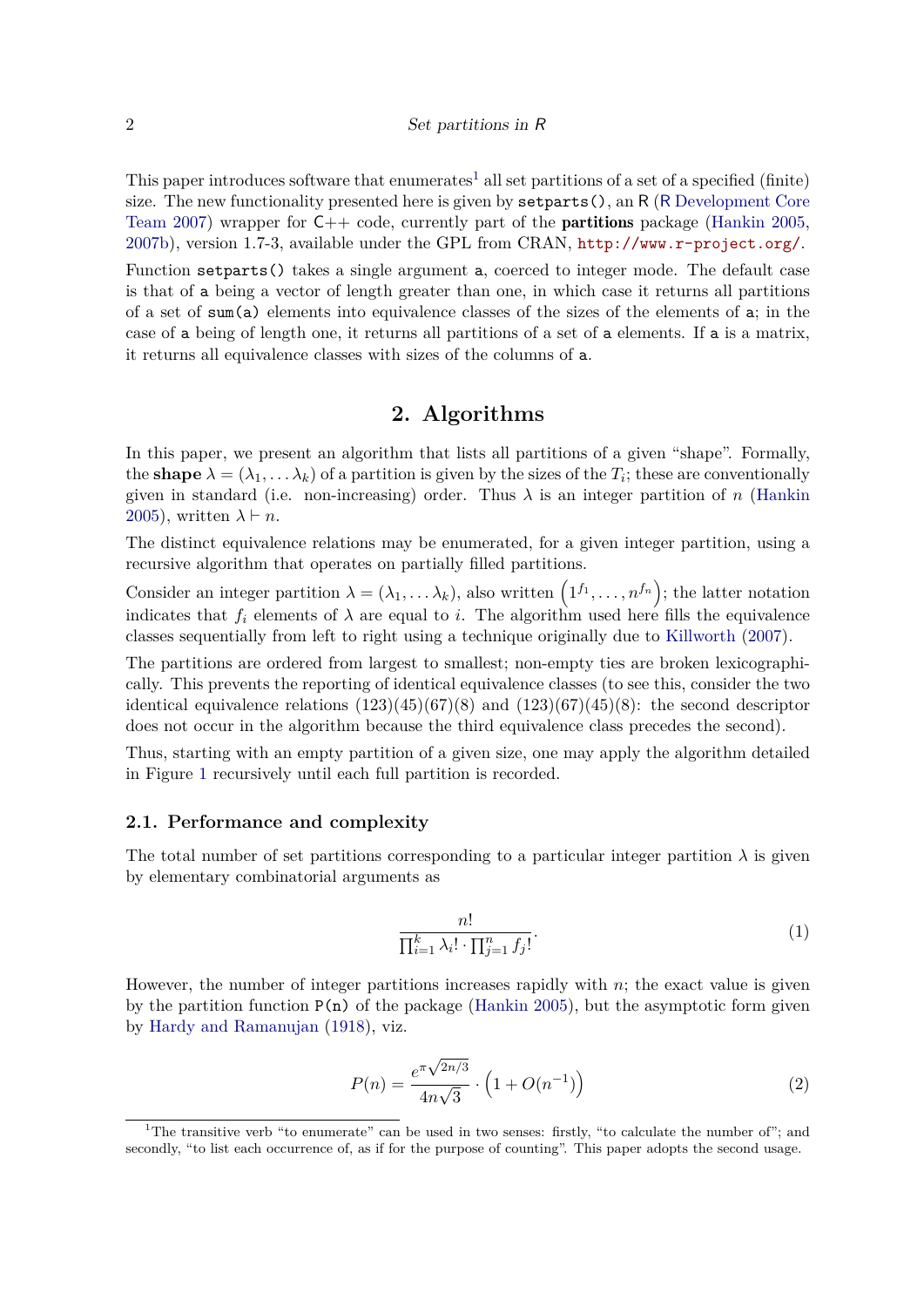This paper introduces software that enumerates[1] all set partitions of a set of a specified (finite) size. The new functionality presented here is given by `setparts()`, an R (R Development Core Team 2007) wrapper for C++ code, currently part of the **partitions** package (Hankin 2005, 2007b), version 1.7-3, available under the GPL from CRAN, `http://www.r-project.org/`.

Function `setparts()` takes a single argument `a`, coerced to integer mode. The default case is that of `a` being a vector of length greater than one, in which case it returns all partitions of a set of `sum(a)` elements into equivalence classes of the sizes of the elements of `a`; in the case of `a` being of length one, it returns all partitions of a set of `a` elements. If `a` is a matrix, it returns all equivalence classes with sizes of the columns of `a`.

# 2. Algorithms

In this paper, we present an algorithm that lists all partitions of a given "shape". Formally, the **shape** $\lambda = (\lambda_1, \ldots \lambda_k)$ of a partition is given by the sizes of the $T_i$; these are conventionally given in standard (i.e. non-increasing) order. Thus $\lambda$ is an integer partition of $n$ (Hankin 2005), written $\lambda \vdash n$.

The distinct equivalence relations may be enumerated, for a given integer partition, using a recursive algorithm that operates on partially filled partitions.

Consider an integer partition $\lambda = (\lambda_1, \ldots \lambda_k)$, also written $\left(1^{f_1}, \ldots, n^{f_n}\right)$; the latter notation indicates that $f_i$ elements of $\lambda$ are equal to $i$. The algorithm used here fills the equivalence classes sequentially from left to right using a technique originally due to Killworth (2007).

The partitions are ordered from largest to smallest; non-empty ties are broken lexicographically. This prevents the reporting of identical equivalence classes (to see this, consider the two identical equivalence relations (123)(45)(67)(8) and (123)(67)(45)(8): the second descriptor does not occur in the algorithm because the third equivalence class precedes the second).

Thus, starting with an empty partition of a given size, one may apply the algorithm detailed in Figure 1 recursively until each full partition is recorded.

## 2.1. Performance and complexity

The total number of set partitions corresponding to a particular integer partition $\lambda$ is given by elementary combinatorial arguments as

$$\frac{n!}{\prod_{i=1}^{k} \lambda_i! \cdot \prod_{j=1}^{n} f_j!}. \tag{1}$$

However, the number of integer partitions increases rapidly with $n$; the exact value is given by the partition function `P(n)` of the package (Hankin 2005), but the asymptotic form given by Hardy and Ramanujan (1918), viz.

$$P(n) = \frac{e^{\pi\sqrt{2n/3}}}{4n\sqrt{3}} \cdot \left(1 + O(n^{-1})\right) \tag{2}$$

[1] The transitive verb "to enumerate" can be used in two senses: firstly, "to calculate the number of"; and secondly, "to list each occurrence of, as if for the purpose of counting". This paper adopts the second usage.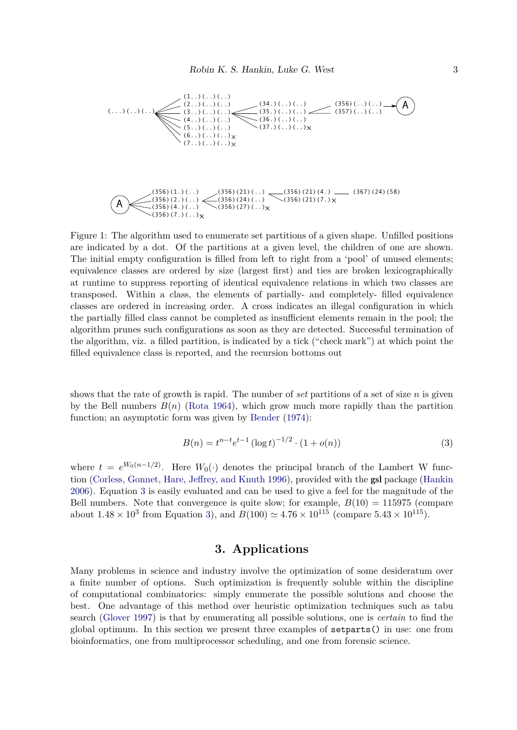(...)(..)(..)

(1..)(..)(..)
(2..)(..)(..)
(3..)(..)(..)
(4..)(..)(..)
(5..)(..)(..)
(6..)(..)(..)×
(7..)(..)(..)×

(34.)(..)(..)
(35.)(..)(..)
(36.)(..)(..)
(37.)(..)(..)×

(356)(..)(..)
(357)(..)(..)

A

(356)(1.)(..)
(356)(2.)(..)
(356)(4.)(..)
(356)(7.)(..)×

(356)(21)(..)
(356)(24)(..)
(356)(27)(..)×

(356)(21)(4.)
(356)(21)(7.)×

(367)(24)(58)

Figure 1: The algorithm used to enumerate set partitions of a given shape. Unfilled positions are indicated by a dot. Of the partitions at a given level, the children of one are shown. The initial empty configuration is filled from left to right from a 'pool' of unused elements; equivalence classes are ordered by size (largest first) and ties are broken lexicographically at runtime to suppress reporting of identical equivalence relations in which two classes are transposed. Within a class, the elements of partially- and completely- filled equivalence classes are ordered in increasing order. A cross indicates an illegal configuration in which the partially filled class cannot be completed as insufficient elements remain in the pool; the algorithm prunes such configurations as soon as they are detected. Successful termination of the algorithm, viz. a filled partition, is indicated by a tick ("check mark") at which point the filled equivalence class is reported, and the recursion bottoms out

shows that the rate of growth is rapid. The number of *set* partitions of a set of size $n$ is given by the Bell numbers $B(n)$ (Rota 1964), which grow much more rapidly than the partition function; an asymptotic form was given by Bender (1974):

$$B(n) = t^{n-t}e^{t-1}\left(\log t\right)^{-1/2} \cdot \left(1 + o(n)\right) \tag{3}$$

where $t = e^{W_0(n-1/2)}$. Here $W_0(\cdot)$ denotes the principal branch of the Lambert W function (Corless, Gonnet, Hare, Jeffrey, and Knuth 1996), provided with the **gsl** package (Hankin 2006). Equation 3 is easily evaluated and can be used to give a feel for the magnitude of the Bell numbers. Note that convergence is quite slow; for example, $B(10) = 115975$ (compare about $1.48 \times 10^3$ from Equation 3), and $B(100) \simeq 4.76 \times 10^{115}$ (compare $5.43 \times 10^{115}$).

## 3. Applications

Many problems in science and industry involve the optimization of some desideratum over a finite number of options. Such optimization is frequently soluble within the discipline of computational combinatorics: simply enumerate the possible solutions and choose the best. One advantage of this method over heuristic optimization techniques such as tabu search (Glover 1997) is that by enumerating all possible solutions, one is *certain* to find the global optimum. In this section we present three examples of `setparts()` in use: one from bioinformatics, one from multiprocessor scheduling, and one from forensic science.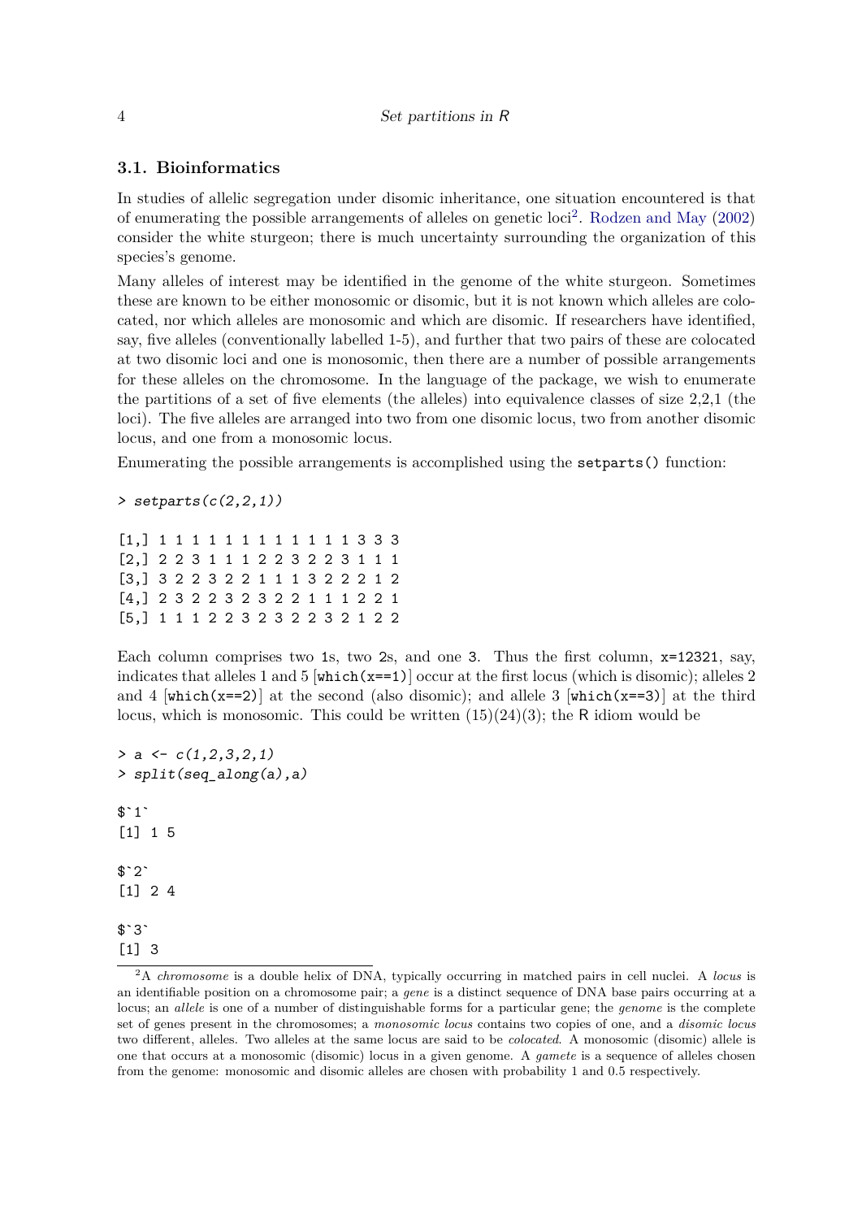### 3.1. Bioinformatics

In studies of allelic segregation under disomic inheritance, one situation encountered is that of enumerating the possible arrangements of alleles on genetic loci[2]. Rodzen and May (2002) consider the white sturgeon; there is much uncertainty surrounding the organization of this species's genome.

Many alleles of interest may be identified in the genome of the white sturgeon. Sometimes these are known to be either monosomic or disomic, but it is not known which alleles are colocated, nor which alleles are monosomic and which are disomic. If researchers have identified, say, five alleles (conventionally labelled 1-5), and further that two pairs of these are colocated at two disomic loci and one is monosomic, then there are a number of possible arrangements for these alleles on the chromosome. In the language of the package, we wish to enumerate the partitions of a set of five elements (the alleles) into equivalence classes of size 2,2,1 (the loci). The five alleles are arranged into two from one disomic locus, two from another disomic locus, and one from a monosomic locus.

Enumerating the possible arrangements is accomplished using the `setparts()` function:

```
> setparts(c(2,2,1))

[1,] 1 1 1 1 1 1 1 1 1 1 1 1 3 3 3
[2,] 2 2 3 1 1 1 2 2 3 2 2 3 1 1 1
[3,] 3 2 2 3 2 2 1 1 1 3 2 2 2 1 2
[4,] 2 3 2 2 3 2 3 2 2 1 1 1 2 2 1
[5,] 1 1 1 2 2 3 2 3 2 2 3 2 1 2 2
```

Each column comprises two 1s, two 2s, and one 3. Thus the first column, `x=12321`, say, indicates that alleles 1 and 5 [`which(x==1)`] occur at the first locus (which is disomic); alleles 2 and 4 [`which(x==2)`] at the second (also disomic); and allele 3 [`which(x==3)`] at the third locus, which is monosomic. This could be written (15)(24)(3); the R idiom would be

```
> a <- c(1,2,3,2,1)
> split(seq_along(a),a)

$`1`
[1] 1 5

$`2`
[1] 2 4

$`3`
[1] 3
```

[2] A *chromosome* is a double helix of DNA, typically occurring in matched pairs in cell nuclei. A *locus* is an identifiable position on a chromosome pair; a *gene* is a distinct sequence of DNA base pairs occurring at a locus; an *allele* is one of a number of distinguishable forms for a particular gene; the *genome* is the complete set of genes present in the chromosomes; a *monosomic locus* contains two copies of one, and a *disomic locus* two different, alleles. Two alleles at the same locus are said to be *colocated*. A monosomic (disomic) allele is one that occurs at a monosomic (disomic) locus in a given genome. A *gamete* is a sequence of alleles chosen from the genome: monosomic and disomic alleles are chosen with probability 1 and 0.5 respectively.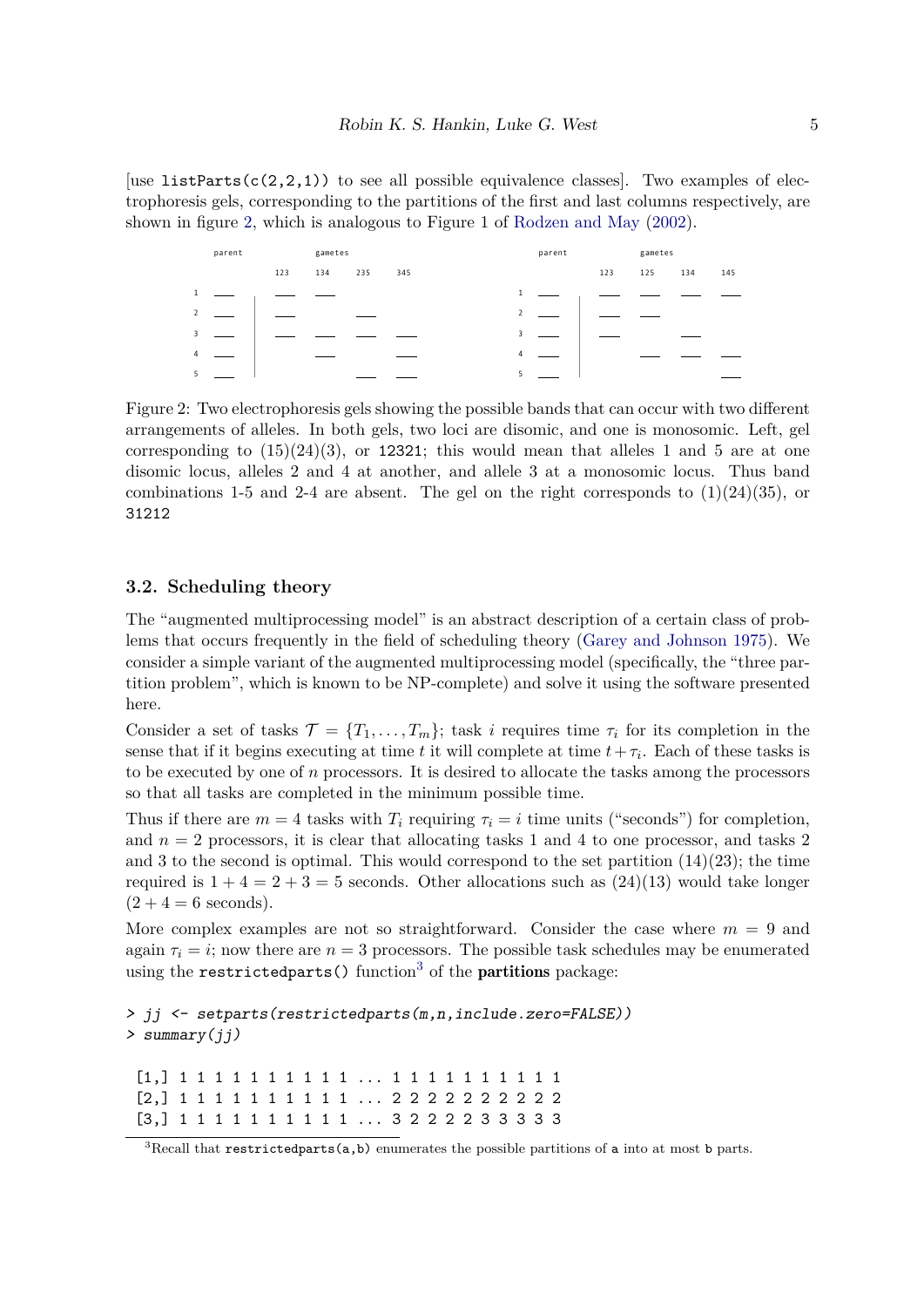[use `listParts(c(2,2,1))` to see all possible equivalence classes]. Two examples of electrophoresis gels, corresponding to the partitions of the first and last columns respectively, are shown in figure 2, which is analogous to Figure 1 of Rodzen and May (2002).

Figure 2: Two electrophoresis gels showing the possible bands that can occur with two different arrangements of alleles. In both gels, two loci are disomic, and one is monosomic. Left, gel corresponding to (15)(24)(3), or `12321`; this would mean that alleles 1 and 5 are at one disomic locus, alleles 2 and 4 at another, and allele 3 at a monosomic locus. Thus band combinations 1-5 and 2-4 are absent. The gel on the right corresponds to (1)(24)(35), or `31212`

### 3.2. Scheduling theory

The "augmented multiprocessing model" is an abstract description of a certain class of problems that occurs frequently in the field of scheduling theory (Garey and Johnson 1975). We consider a simple variant of the augmented multiprocessing model (specifically, the "three partition problem", which is known to be NP-complete) and solve it using the software presented here.

Consider a set of tasks $\mathcal{T} = \{T_1, \ldots, T_m\}$; task $i$ requires time $\tau_i$ for its completion in the sense that if it begins executing at time $t$ it will complete at time $t + \tau_i$. Each of these tasks is to be executed by one of $n$ processors. It is desired to allocate the tasks among the processors so that all tasks are completed in the minimum possible time.

Thus if there are $m = 4$ tasks with $T_i$ requiring $\tau_i = i$ time units ("seconds") for completion, and $n = 2$ processors, it is clear that allocating tasks 1 and 4 to one processor, and tasks 2 and 3 to the second is optimal. This would correspond to the set partition (14)(23); the time required is $1 + 4 = 2 + 3 = 5$ seconds. Other allocations such as (24)(13) would take longer ($2 + 4 = 6$ seconds).

More complex examples are not so straightforward. Consider the case where $m = 9$ and again $\tau_i = i$; now there are $n = 3$ processors. The possible task schedules may be enumerated using the `restrictedparts()` function[3] of the **partitions** package:

```
> jj <- setparts(restrictedparts(m,n,include.zero=FALSE))
> summary(jj)

 [1,] 1 1 1 1 1 1 1 1 1 1 ... 1 1 1 1 1 1 1 1 1 1
 [2,] 1 1 1 1 1 1 1 1 1 1 ... 2 2 2 2 2 2 2 2 2 2
 [3,] 1 1 1 1 1 1 1 1 1 1 ... 3 2 2 2 2 3 3 3 3 3
```

[3] Recall that `restrictedparts(a,b)` enumerates the possible partitions of `a` into at most `b` parts.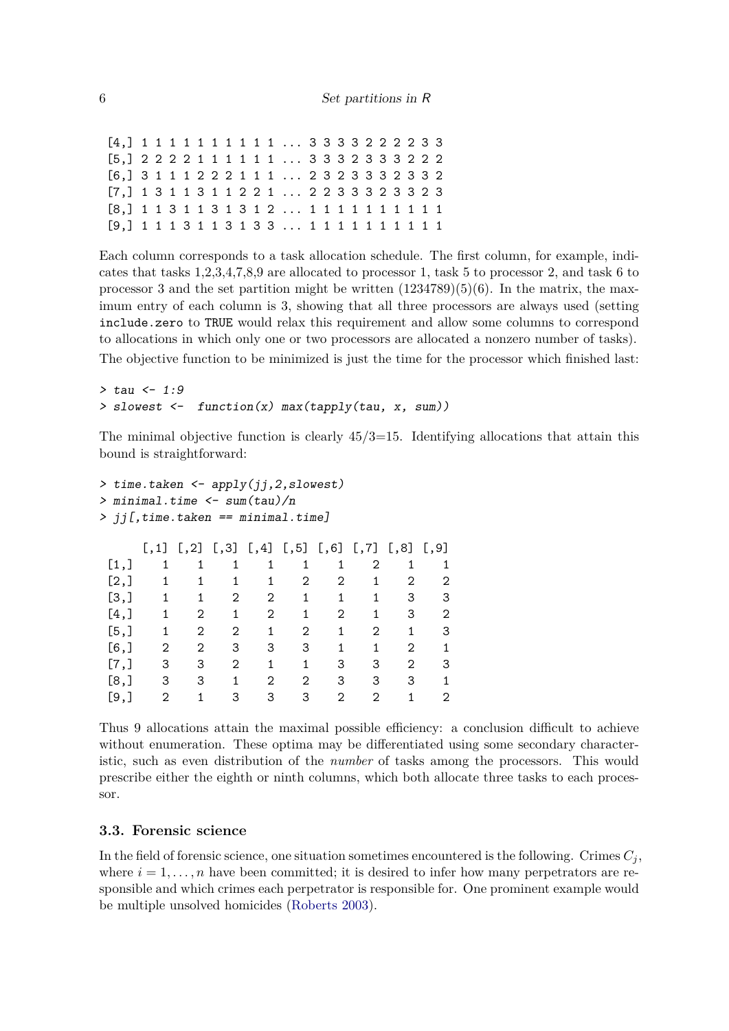```
[4,] 1 1 1 1 1 1 1 1 1 1 ... 3 3 3 3 2 2 2 2 3 3
[5,] 2 2 2 2 1 1 1 1 1 1 ... 3 3 3 2 3 3 3 2 2 2
[6,] 3 1 1 1 2 2 2 1 1 1 ... 2 3 2 3 3 3 2 3 3 2
[7,] 1 3 1 1 3 1 1 2 2 1 ... 2 2 3 3 3 2 3 3 2 3
[8,] 1 1 3 1 1 3 1 3 1 2 ... 1 1 1 1 1 1 1 1 1 1
[9,] 1 1 1 3 1 1 3 1 3 3 ... 1 1 1 1 1 1 1 1 1 1
```

Each column corresponds to a task allocation schedule. The first column, for example, indicates that tasks 1,2,3,4,7,8,9 are allocated to processor 1, task 5 to processor 2, and task 6 to processor 3 and the set partition might be written (1234789)(5)(6). In the matrix, the maximum entry of each column is 3, showing that all three processors are always used (setting `include.zero` to `TRUE` would relax this requirement and allow some columns to correspond to allocations in which only one or two processors are allocated a nonzero number of tasks).

The objective function to be minimized is just the time for the processor which finished last:

```
> tau <- 1:9
> slowest <-  function(x) max(tapply(tau, x, sum))
```

The minimal objective function is clearly 45/3=15. Identifying allocations that attain this bound is straightforward:

```
> time.taken <- apply(jj,2,slowest)
> minimal.time <- sum(tau)/n
> jj[,time.taken == minimal.time]

      [,1] [,2] [,3] [,4] [,5] [,6] [,7] [,8] [,9]
 [1,]    1    1    1    1    1    1    2    1    1
 [2,]    1    1    1    1    2    2    1    2    2
 [3,]    1    1    2    2    1    1    1    3    3
 [4,]    1    2    1    2    1    2    1    3    2
 [5,]    1    2    2    1    2    1    2    1    3
 [6,]    2    2    3    3    3    1    1    2    1
 [7,]    3    3    2    1    1    3    3    2    3
 [8,]    3    3    1    2    2    3    3    3    1
 [9,]    2    1    3    3    3    2    2    1    2
```

Thus 9 allocations attain the maximal possible efficiency: a conclusion difficult to achieve without enumeration. These optima may be differentiated using some secondary characteristic, such as even distribution of the *number* of tasks among the processors. This would prescribe either the eighth or ninth columns, which both allocate three tasks to each processor.

### 3.3. Forensic science

In the field of forensic science, one situation sometimes encountered is the following. Crimes $C_j$, where $i = 1, \ldots, n$ have been committed; it is desired to infer how many perpetrators are responsible and which crimes each perpetrator is responsible for. One prominent example would be multiple unsolved homicides (Roberts 2003).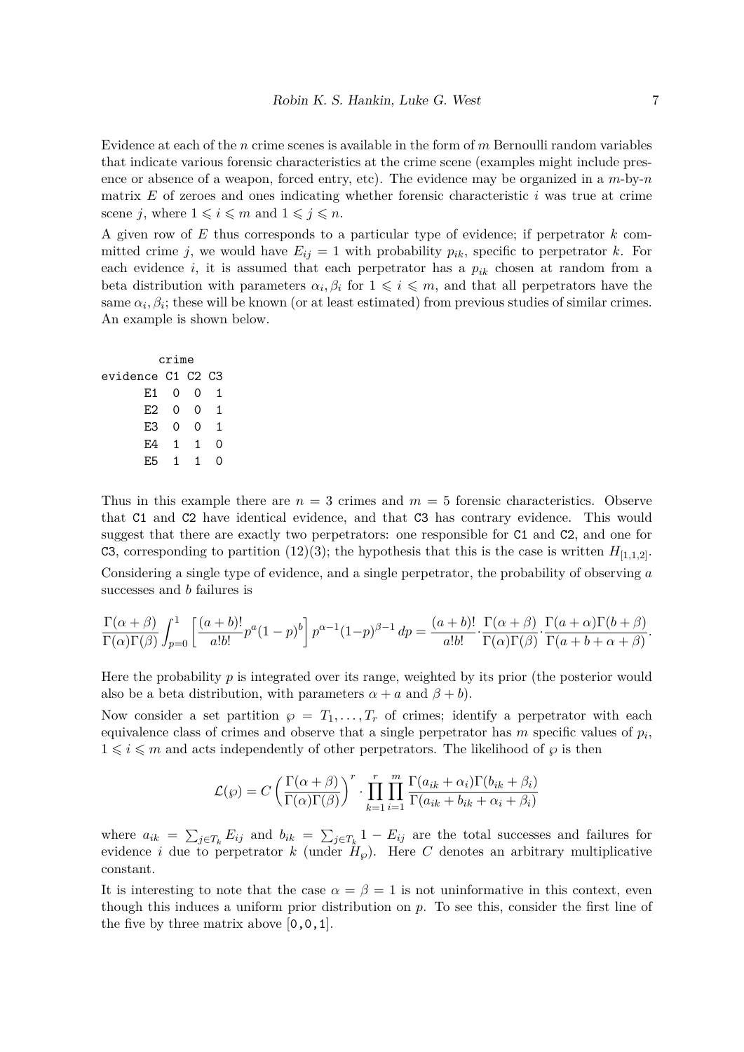Evidence at each of the $n$ crime scenes is available in the form of $m$ Bernoulli random variables that indicate various forensic characteristics at the crime scene (examples might include presence or absence of a weapon, forced entry, etc). The evidence may be organized in a $m$-by-$n$ matrix $E$ of zeroes and ones indicating whether forensic characteristic $i$ was true at crime scene $j$, where $1 \leqslant i \leqslant m$ and $1 \leqslant j \leqslant n$.

A given row of $E$ thus corresponds to a particular type of evidence; if perpetrator $k$ committed crime $j$, we would have $E_{ij} = 1$ with probability $p_{ik}$, specific to perpetrator $k$. For each evidence $i$, it is assumed that each perpetrator has a $p_{ik}$ chosen at random from a beta distribution with parameters $\alpha_i, \beta_i$ for $1 \leqslant i \leqslant m$, and that all perpetrators have the same $\alpha_i, \beta_i$; these will be known (or at least estimated) from previous studies of similar crimes. An example is shown below.

```
         crime
evidence C1 C2 C3
      E1  0  0  1
      E2  0  0  1
      E3  0  0  1
      E4  1  1  0
      E5  1  1  0
```

Thus in this example there are $n = 3$ crimes and $m = 5$ forensic characteristics. Observe that C1 and C2 have identical evidence, and that C3 has contrary evidence. This would suggest that there are exactly two perpetrators: one responsible for C1 and C2, and one for C3, corresponding to partition (12)(3); the hypothesis that this is the case is written $H_{[1,1,2]}$.

Considering a single type of evidence, and a single perpetrator, the probability of observing $a$ successes and $b$ failures is

$$\frac{\Gamma(\alpha+\beta)}{\Gamma(\alpha)\Gamma(\beta)} \int_{p=0}^{1} \left[ \frac{(a+b)!}{a!b!} p^a (1-p)^b \right] p^{\alpha-1}(1-p)^{\beta-1}\, dp = \frac{(a+b)!}{a!b!} \cdot \frac{\Gamma(\alpha+\beta)}{\Gamma(\alpha)\Gamma(\beta)} \cdot \frac{\Gamma(a+\alpha)\Gamma(b+\beta)}{\Gamma(a+b+\alpha+\beta)}.$$

Here the probability $p$ is integrated over its range, weighted by its prior (the posterior would also be a beta distribution, with parameters $\alpha + a$ and $\beta + b$).

Now consider a set partition $\wp = T_1, \ldots, T_r$ of crimes; identify a perpetrator with each equivalence class of crimes and observe that a single perpetrator has $m$ specific values of $p_i$, $1 \leqslant i \leqslant m$ and acts independently of other perpetrators. The likelihood of $\wp$ is then

$$\mathcal{L}(\wp) = C \left( \frac{\Gamma(\alpha+\beta)}{\Gamma(\alpha)\Gamma(\beta)} \right)^r \cdot \prod_{k=1}^{r} \prod_{i=1}^{m} \frac{\Gamma(a_{ik}+\alpha_i)\Gamma(b_{ik}+\beta_i)}{\Gamma(a_{ik}+b_{ik}+\alpha_i+\beta_i)}$$

where $a_{ik} = \sum_{j \in T_k} E_{ij}$ and $b_{ik} = \sum_{j \in T_k} 1 - E_{ij}$ are the total successes and failures for evidence $i$ due to perpetrator $k$ (under $H_\wp$). Here $C$ denotes an arbitrary multiplicative constant.

It is interesting to note that the case $\alpha = \beta = 1$ is not uninformative in this context, even though this induces a uniform prior distribution on $p$. To see this, consider the first line of the five by three matrix above [0,0,1].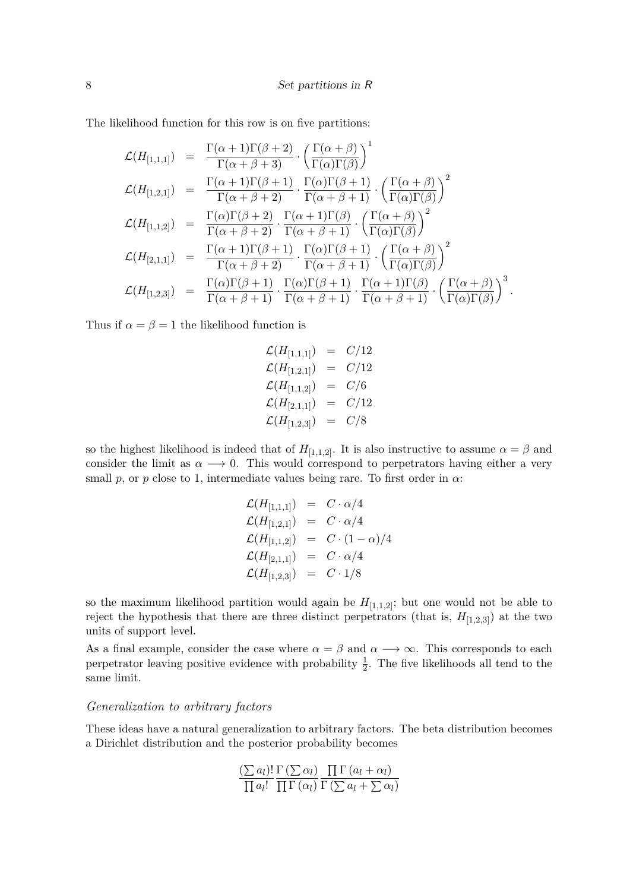The likelihood function for this row is on five partitions:

$$
\begin{aligned}
\mathcal{L}(H_{[1,1,1]}) &= \frac{\Gamma(\alpha+1)\Gamma(\beta+2)}{\Gamma(\alpha+\beta+3)} \cdot \left(\frac{\Gamma(\alpha+\beta)}{\Gamma(\alpha)\Gamma(\beta)}\right)^1 \\
\mathcal{L}(H_{[1,2,1]}) &= \frac{\Gamma(\alpha+1)\Gamma(\beta+1)}{\Gamma(\alpha+\beta+2)} \cdot \frac{\Gamma(\alpha)\Gamma(\beta+1)}{\Gamma(\alpha+\beta+1)} \cdot \left(\frac{\Gamma(\alpha+\beta)}{\Gamma(\alpha)\Gamma(\beta)}\right)^2 \\
\mathcal{L}(H_{[1,1,2]}) &= \frac{\Gamma(\alpha)\Gamma(\beta+2)}{\Gamma(\alpha+\beta+2)} \cdot \frac{\Gamma(\alpha+1)\Gamma(\beta)}{\Gamma(\alpha+\beta+1)} \cdot \left(\frac{\Gamma(\alpha+\beta)}{\Gamma(\alpha)\Gamma(\beta)}\right)^2 \\
\mathcal{L}(H_{[2,1,1]}) &= \frac{\Gamma(\alpha+1)\Gamma(\beta+1)}{\Gamma(\alpha+\beta+2)} \cdot \frac{\Gamma(\alpha)\Gamma(\beta+1)}{\Gamma(\alpha+\beta+1)} \cdot \left(\frac{\Gamma(\alpha+\beta)}{\Gamma(\alpha)\Gamma(\beta)}\right)^2 \\
\mathcal{L}(H_{[1,2,3]}) &= \frac{\Gamma(\alpha)\Gamma(\beta+1)}{\Gamma(\alpha+\beta+1)} \cdot \frac{\Gamma(\alpha)\Gamma(\beta+1)}{\Gamma(\alpha+\beta+1)} \cdot \frac{\Gamma(\alpha+1)\Gamma(\beta)}{\Gamma(\alpha+\beta+1)} \cdot \left(\frac{\Gamma(\alpha+\beta)}{\Gamma(\alpha)\Gamma(\beta)}\right)^3.
\end{aligned}
$$

Thus if $\alpha = \beta = 1$ the likelihood function is

$$
\begin{aligned}
\mathcal{L}(H_{[1,1,1]}) &= C/12 \\
\mathcal{L}(H_{[1,2,1]}) &= C/12 \\
\mathcal{L}(H_{[1,1,2]}) &= C/6 \\
\mathcal{L}(H_{[2,1,1]}) &= C/12 \\
\mathcal{L}(H_{[1,2,3]}) &= C/8
\end{aligned}
$$

so the highest likelihood is indeed that of $H_{[1,1,2]}$. It is also instructive to assume $\alpha = \beta$ and consider the limit as $\alpha \longrightarrow 0$. This would correspond to perpetrators having either a very small $p$, or $p$ close to 1, intermediate values being rare. To first order in $\alpha$:

$$
\begin{aligned}
\mathcal{L}(H_{[1,1,1]}) &= C \cdot \alpha/4 \\
\mathcal{L}(H_{[1,2,1]}) &= C \cdot \alpha/4 \\
\mathcal{L}(H_{[1,1,2]}) &= C \cdot (1-\alpha)/4 \\
\mathcal{L}(H_{[2,1,1]}) &= C \cdot \alpha/4 \\
\mathcal{L}(H_{[1,2,3]}) &= C \cdot 1/8
\end{aligned}
$$

so the maximum likelihood partition would again be $H_{[1,1,2]}$; but one would not be able to reject the hypothesis that there are three distinct perpetrators (that is, $H_{[1,2,3]}$) at the two units of support level.

As a final example, consider the case where $\alpha = \beta$ and $\alpha \longrightarrow \infty$. This corresponds to each perpetrator leaving positive evidence with probability $\frac{1}{2}$. The five likelihoods all tend to the same limit.

### *Generalization to arbitrary factors*

These ideas have a natural generalization to arbitrary factors. The beta distribution becomes a Dirichlet distribution and the posterior probability becomes

$$
\frac{\left(\sum a_l\right)!}{\prod a_l!} \frac{\Gamma\left(\sum \alpha_l\right)}{\prod \Gamma\left(\alpha_l\right)} \frac{\prod \Gamma\left(a_l + \alpha_l\right)}{\Gamma\left(\sum a_l + \sum \alpha_l\right)}
$$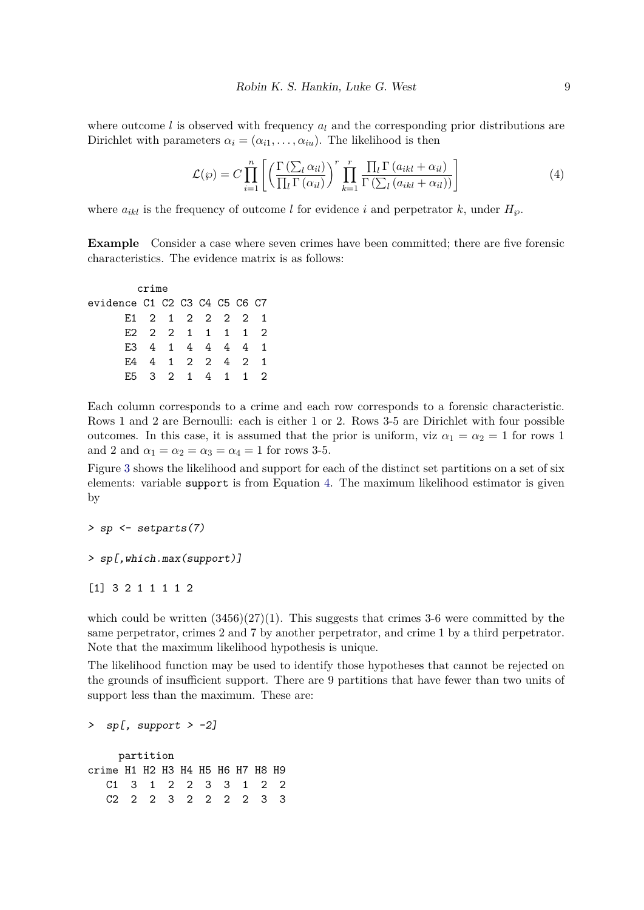where outcome $l$ is observed with frequency $a_l$ and the corresponding prior distributions are Dirichlet with parameters $\alpha_i = (\alpha_{i1}, \ldots, \alpha_{iu})$. The likelihood is then

$$\mathcal{L}(\wp) = C \prod_{i=1}^{n} \left[ \left( \frac{\Gamma\left(\sum_l \alpha_{il}\right)}{\prod_l \Gamma\left(\alpha_{il}\right)} \right)^r \prod_{k=1}^{r} \frac{\prod_l \Gamma\left(a_{ikl} + \alpha_{il}\right)}{\Gamma\left(\sum_l \left(a_{ikl} + \alpha_{il}\right)\right)} \right] \tag{4}$$

where $a_{ikl}$ is the frequency of outcome $l$ for evidence $i$ and perpetrator $k$, under $H_\wp$.

**Example** Consider a case where seven crimes have been committed; there are five forensic characteristics. The evidence matrix is as follows:

```
        crime
evidence C1 C2 C3 C4 C5 C6 C7
      E1  2  1  2  2  2  2  1
      E2  2  2  1  1  1  1  2
      E3  4  1  4  4  4  4  1
      E4  4  1  2  2  4  2  1
      E5  3  2  1  4  1  1  2
```

Each column corresponds to a crime and each row corresponds to a forensic characteristic. Rows 1 and 2 are Bernoulli: each is either 1 or 2. Rows 3-5 are Dirichlet with four possible outcomes. In this case, it is assumed that the prior is uniform, viz $\alpha_1 = \alpha_2 = 1$ for rows 1 and 2 and $\alpha_1 = \alpha_2 = \alpha_3 = \alpha_4 = 1$ for rows 3-5.

Figure 3 shows the likelihood and support for each of the distinct set partitions on a set of six elements: variable `support` is from Equation 4. The maximum likelihood estimator is given by

```
> sp <- setparts(7)
> sp[,which.max(support)]
[1] 3 2 1 1 1 1 2
```

which could be written (3456)(27)(1). This suggests that crimes 3-6 were committed by the same perpetrator, crimes 2 and 7 by another perpetrator, and crime 1 by a third perpetrator. Note that the maximum likelihood hypothesis is unique.

The likelihood function may be used to identify those hypotheses that cannot be rejected on the grounds of insufficient support. There are 9 partitions that have fewer than two units of support less than the maximum. These are:

```
> sp[, support > -2]

     partition
crime H1 H2 H3 H4 H5 H6 H7 H8 H9
   C1  3  1  2  2  3  3  1  2  2
   C2  2  2  3  2  2  2  2  3  3
```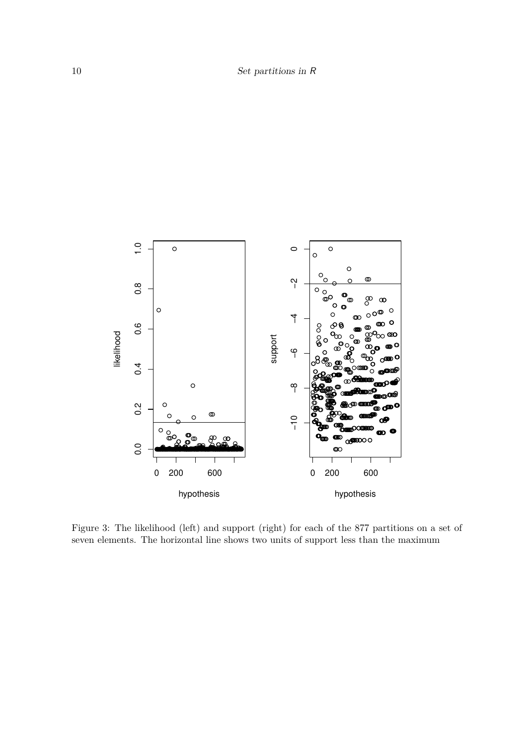Figure 3: The likelihood (left) and support (right) for each of the 877 partitions on a set of seven elements. The horizontal line shows two units of support less than the maximum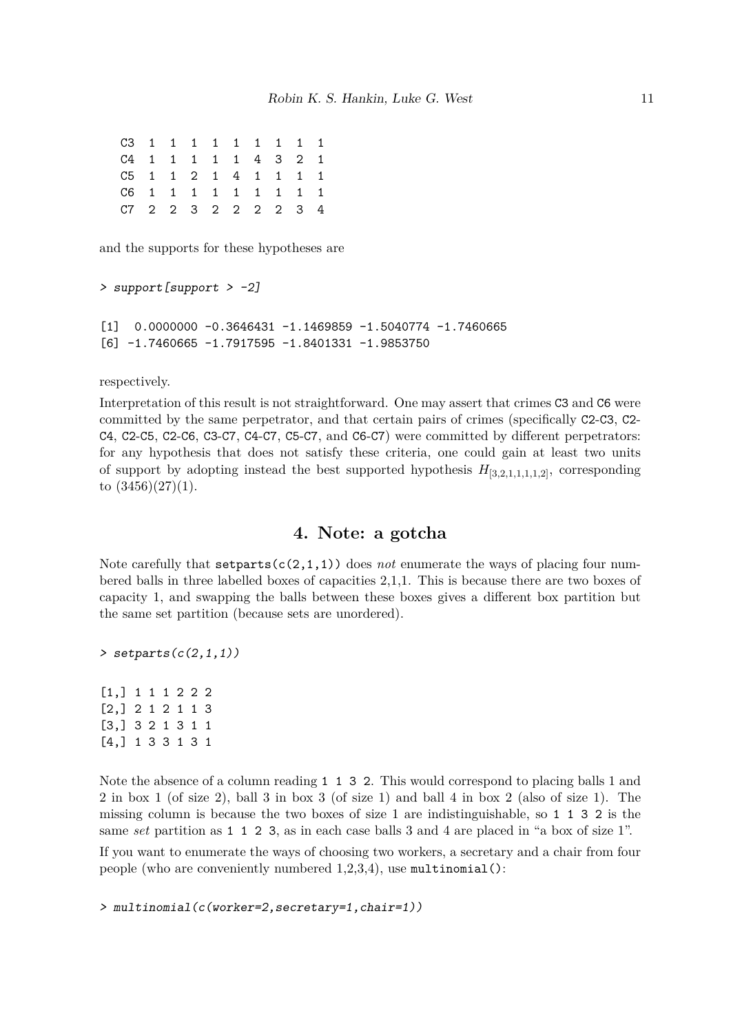```
C3  1  1  1  1  1  1  1  1  1
C4  1  1  1  1  1  4  3  2  1
C5  1  1  2  1  4  1  1  1  1
C6  1  1  1  1  1  1  1  1  1
C7  2  2  3  2  2  2  2  3  4
```

and the supports for these hypotheses are

```
> support[support > -2]

[1]  0.0000000 -0.3646431 -1.1469859 -1.5040774 -1.7460665
[6] -1.7460665 -1.7917595 -1.8401331 -1.9853750
```

respectively.

Interpretation of this result is not straightforward. One may assert that crimes C3 and C6 were committed by the same perpetrator, and that certain pairs of crimes (specifically C2-C3, C2-C4, C2-C5, C2-C6, C3-C7, C4-C7, C5-C7, and C6-C7) were committed by different perpetrators: for any hypothesis that does not satisfy these criteria, one could gain at least two units of support by adopting instead the best supported hypothesis $H_{[3,2,1,1,1,1,2]}$, corresponding to $(3456)(27)(1)$.

## 4. Note: a gotcha

Note carefully that `setparts(c(2,1,1))` does *not* enumerate the ways of placing four numbered balls in three labelled boxes of capacities 2,1,1. This is because there are two boxes of capacity 1, and swapping the balls between these boxes gives a different box partition but the same set partition (because sets are unordered).

```
> setparts(c(2,1,1))

[1,] 1 1 1 2 2 2
[2,] 2 1 2 1 1 3
[3,] 3 2 1 3 1 1
[4,] 1 3 3 1 3 1
```

Note the absence of a column reading `1 1 3 2`. This would correspond to placing balls 1 and 2 in box 1 (of size 2), ball 3 in box 3 (of size 1) and ball 4 in box 2 (also of size 1). The missing column is because the two boxes of size 1 are indistinguishable, so `1 1 3 2` is the same *set* partition as `1 1 2 3`, as in each case balls 3 and 4 are placed in "a box of size 1".

If you want to enumerate the ways of choosing two workers, a secretary and a chair from four people (who are conveniently numbered 1,2,3,4), use `multinomial()`:

```
> multinomial(c(worker=2,secretary=1,chair=1))
```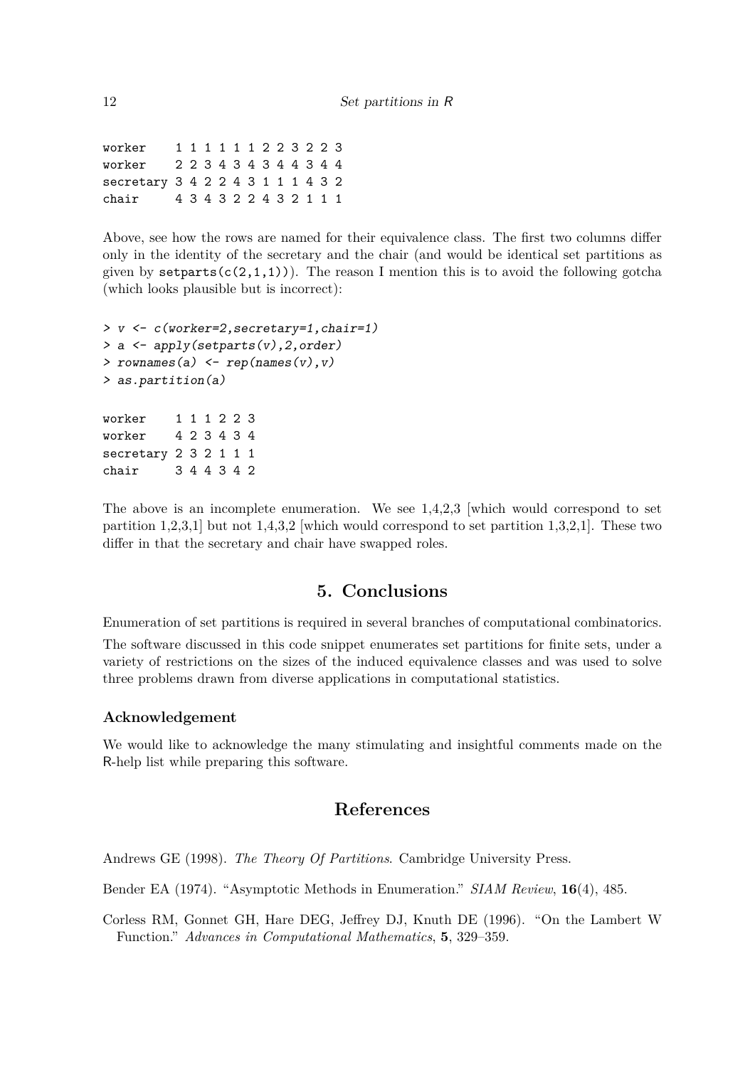```
worker    1 1 1 1 1 1 2 2 3 2 2 3
worker    2 2 3 4 3 4 3 4 4 3 4 4
secretary 3 4 2 2 4 3 1 1 1 4 3 2
chair     4 3 4 3 2 2 4 3 2 1 1 1
```

Above, see how the rows are named for their equivalence class. The first two columns differ only in the identity of the secretary and the chair (and would be identical set partitions as given by `setparts(c(2,1,1))`). The reason I mention this is to avoid the following gotcha (which looks plausible but is incorrect):

```
> v <- c(worker=2,secretary=1,chair=1)
> a <- apply(setparts(v),2,order)
> rownames(a) <- rep(names(v),v)
> as.partition(a)

worker    1 1 1 2 2 3
worker    4 2 3 4 3 4
secretary 2 3 2 1 1 1
chair     3 4 4 3 4 2
```

The above is an incomplete enumeration. We see 1,4,2,3 [which would correspond to set partition 1,2,3,1] but not 1,4,3,2 [which would correspond to set partition 1,3,2,1]. These two differ in that the secretary and chair have swapped roles.

## 5. Conclusions

Enumeration of set partitions is required in several branches of computational combinatorics.

The software discussed in this code snippet enumerates set partitions for finite sets, under a variety of restrictions on the sizes of the induced equivalence classes and was used to solve three problems drawn from diverse applications in computational statistics.

### Acknowledgement

We would like to acknowledge the many stimulating and insightful comments made on the R-help list while preparing this software.

## References

Andrews GE (1998). *The Theory Of Partitions*. Cambridge University Press.

Bender EA (1974). "Asymptotic Methods in Enumeration." *SIAM Review*, **16**(4), 485.

Corless RM, Gonnet GH, Hare DEG, Jeffrey DJ, Knuth DE (1996). "On the Lambert W Function." *Advances in Computational Mathematics*, **5**, 329–359.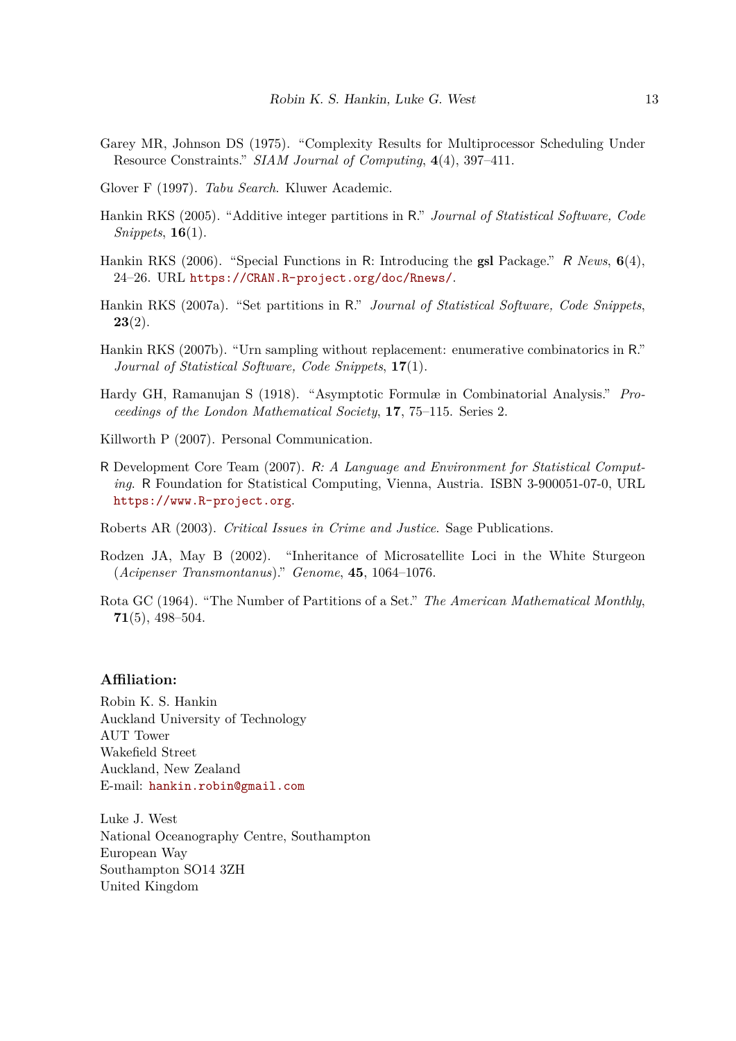Garey MR, Johnson DS (1975). "Complexity Results for Multiprocessor Scheduling Under Resource Constraints." *SIAM Journal of Computing*, **4**(4), 397–411.

Glover F (1997). *Tabu Search*. Kluwer Academic.

Hankin RKS (2005). "Additive integer partitions in R." *Journal of Statistical Software, Code Snippets*, **16**(1).

Hankin RKS (2006). "Special Functions in R: Introducing the **gsl** Package." *R News*, **6**(4), 24–26. URL https://CRAN.R-project.org/doc/Rnews/.

Hankin RKS (2007a). "Set partitions in R." *Journal of Statistical Software, Code Snippets*, **23**(2).

Hankin RKS (2007b). "Urn sampling without replacement: enumerative combinatorics in R." *Journal of Statistical Software, Code Snippets*, **17**(1).

Hardy GH, Ramanujan S (1918). "Asymptotic Formulæ in Combinatorial Analysis." *Proceedings of the London Mathematical Society*, **17**, 75–115. Series 2.

Killworth P (2007). Personal Communication.

R Development Core Team (2007). *R: A Language and Environment for Statistical Computing*. R Foundation for Statistical Computing, Vienna, Austria. ISBN 3-900051-07-0, URL https://www.R-project.org.

Roberts AR (2003). *Critical Issues in Crime and Justice*. Sage Publications.

Rodzen JA, May B (2002). "Inheritance of Microsatellite Loci in the White Sturgeon (*Acipenser Transmontanus*)." *Genome*, **45**, 1064–1076.

Rota GC (1964). "The Number of Partitions of a Set." *The American Mathematical Monthly*, **71**(5), 498–504.

**Affiliation:**

Robin K. S. Hankin
Auckland University of Technology
AUT Tower
Wakefield Street
Auckland, New Zealand
E-mail: hankin.robin@gmail.com

Luke J. West
National Oceanography Centre, Southampton
European Way
Southampton SO14 3ZH
United Kingdom